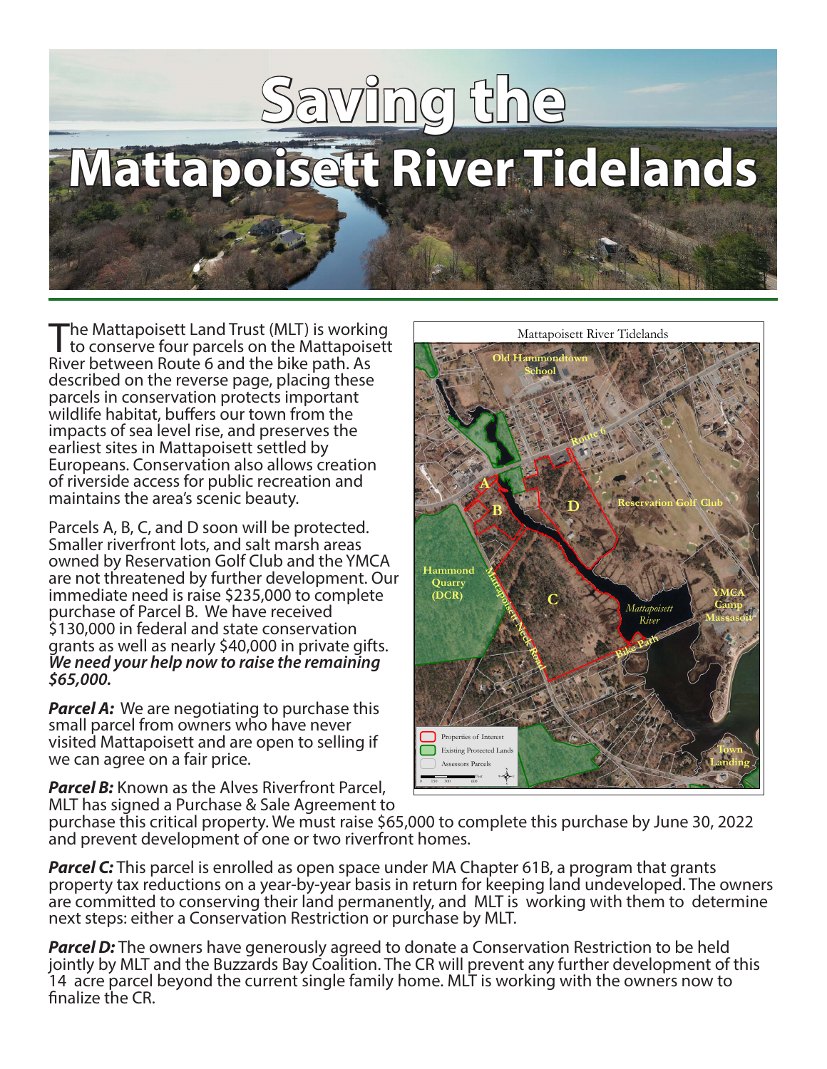# Saving the Mattapoisett River Tidelands

The Mattapoisett Land Trust (MLT) is working to conserve four parcels on the Mattapoisett River between Route 6 and the bike path. As described on the reverse page, placing these parcels in conservation protects important wildlife habitat, buffers our town from the impacts of sea level rise, and preserves the earliest sites in Mattapoisett settled by Europeans. Conservation also allows creation of riverside access for public recreation and maintains the area's scenic beauty.

Parcels A, B, C, and D soon will be protected. Smaller riverfront lots, and salt marsh areas owned by Reservation Golf Club and the YMCA are not threatened by further development. Our immediate need is raise $235,000 to complete purchase of Parcel B. We have received $130,000 in federal and state conservation grants as well as nearly $40,000 in private gifts. ***We need your help now to raise the remaining $65,000.***

Mattapoisett River Tidelands

Old Hammondtown School

Route 6

Reservation Golf Club

Hammond Quarry (DCR)

Mattapoisett Neck Road

Mattapoisett River

YMCA Camp Massasoit

Bike Path

Town Landing

A

B

C

D

Properties of Interest

Existing Protected Lands

Assessors Parcels

***Parcel A:*** We are negotiating to purchase this small parcel from owners who have never visited Mattapoisett and are open to selling if we can agree on a fair price.

***Parcel B:*** Known as the Alves Riverfront Parcel, MLT has signed a Purchase & Sale Agreement to purchase this critical property. We must raise $65,000 to complete this purchase by June 30, 2022 and prevent development of one or two riverfront homes.

***Parcel C:*** This parcel is enrolled as open space under MA Chapter 61B, a program that grants property tax reductions on a year-by-year basis in return for keeping land undeveloped. The owners are committed to conserving their land permanently, and MLT is working with them to determine next steps: either a Conservation Restriction or purchase by MLT.

***Parcel D:*** The owners have generously agreed to donate a Conservation Restriction to be held jointly by MLT and the Buzzards Bay Coalition. The CR will prevent any further development of this 14 acre parcel beyond the current single family home. MLT is working with the owners now to finalize the CR.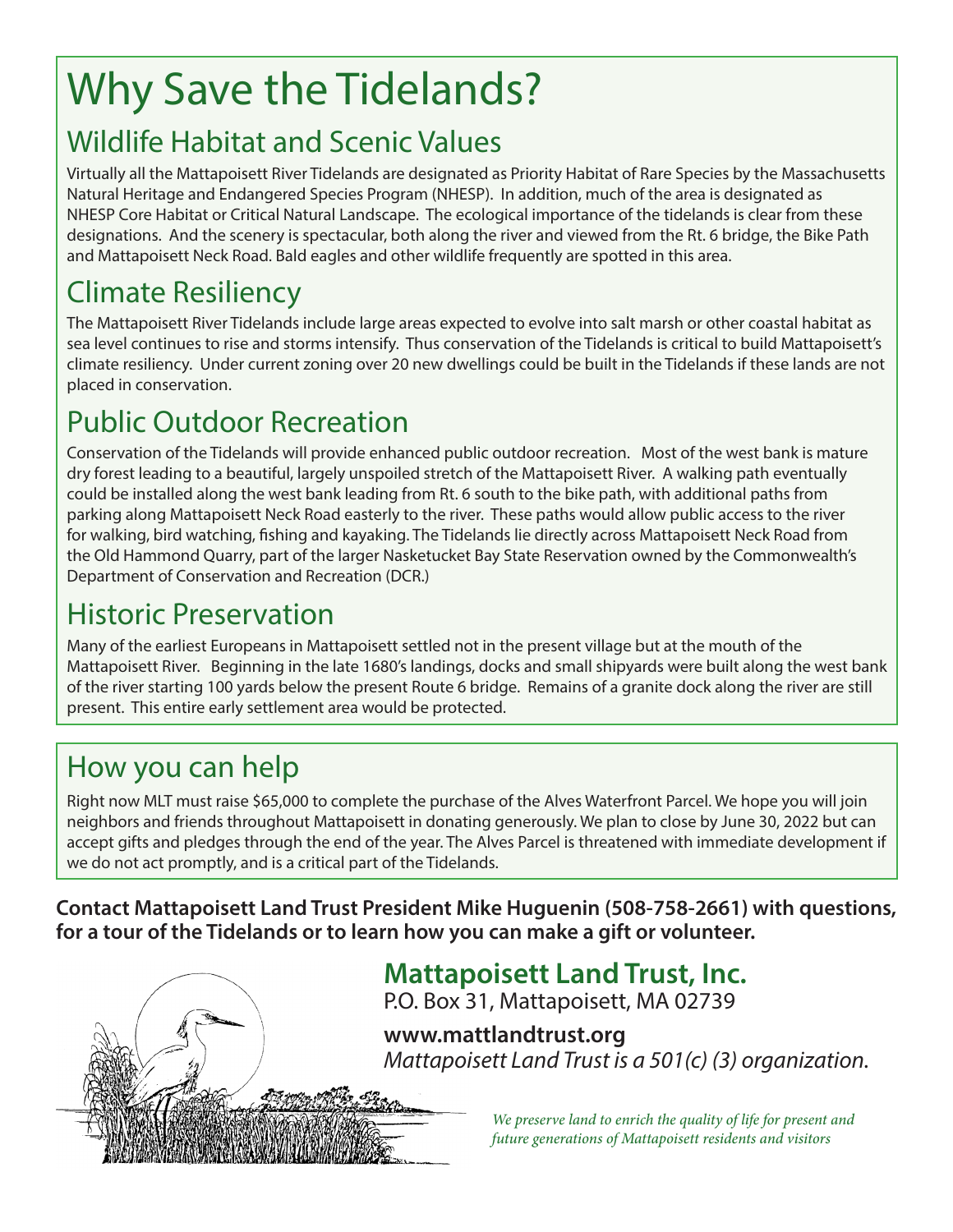# Why Save the Tidelands?

## Wildlife Habitat and Scenic Values

Virtually all the Mattapoisett River Tidelands are designated as Priority Habitat of Rare Species by the Massachusetts Natural Heritage and Endangered Species Program (NHESP). In addition, much of the area is designated as NHESP Core Habitat or Critical Natural Landscape. The ecological importance of the tidelands is clear from these designations. And the scenery is spectacular, both along the river and viewed from the Rt. 6 bridge, the Bike Path and Mattapoisett Neck Road. Bald eagles and other wildlife frequently are spotted in this area.

## Climate Resiliency

The Mattapoisett River Tidelands include large areas expected to evolve into salt marsh or other coastal habitat as sea level continues to rise and storms intensify. Thus conservation of the Tidelands is critical to build Mattapoisett's climate resiliency. Under current zoning over 20 new dwellings could be built in the Tidelands if these lands are not placed in conservation.

## Public Outdoor Recreation

Conservation of the Tidelands will provide enhanced public outdoor recreation. Most of the west bank is mature dry forest leading to a beautiful, largely unspoiled stretch of the Mattapoisett River. A walking path eventually could be installed along the west bank leading from Rt. 6 south to the bike path, with additional paths from parking along Mattapoisett Neck Road easterly to the river. These paths would allow public access to the river for walking, bird watching, fishing and kayaking. The Tidelands lie directly across Mattapoisett Neck Road from the Old Hammond Quarry, part of the larger Nasketucket Bay State Reservation owned by the Commonwealth's Department of Conservation and Recreation (DCR.)

## Historic Preservation

Many of the earliest Europeans in Mattapoisett settled not in the present village but at the mouth of the Mattapoisett River. Beginning in the late 1680's landings, docks and small shipyards were built along the west bank of the river starting 100 yards below the present Route 6 bridge. Remains of a granite dock along the river are still present. This entire early settlement area would be protected.

## How you can help

Right now MLT must raise $65,000 to complete the purchase of the Alves Waterfront Parcel. We hope you will join neighbors and friends throughout Mattapoisett in donating generously. We plan to close by June 30, 2022 but can accept gifts and pledges through the end of the year. The Alves Parcel is threatened with immediate development if we do not act promptly, and is a critical part of the Tidelands.

**Contact Mattapoisett Land Trust President Mike Huguenin (508-758-2661) with questions, for a tour of the Tidelands or to learn how you can make a gift or volunteer.**

**Mattapoisett Land Trust, Inc.**
P.O. Box 31, Mattapoisett, MA 02739

**www.mattlandtrust.org**
*Mattapoisett Land Trust is a 501(c) (3) organization.*

*We preserve land to enrich the quality of life for present and future generations of Mattapoisett residents and visitors*